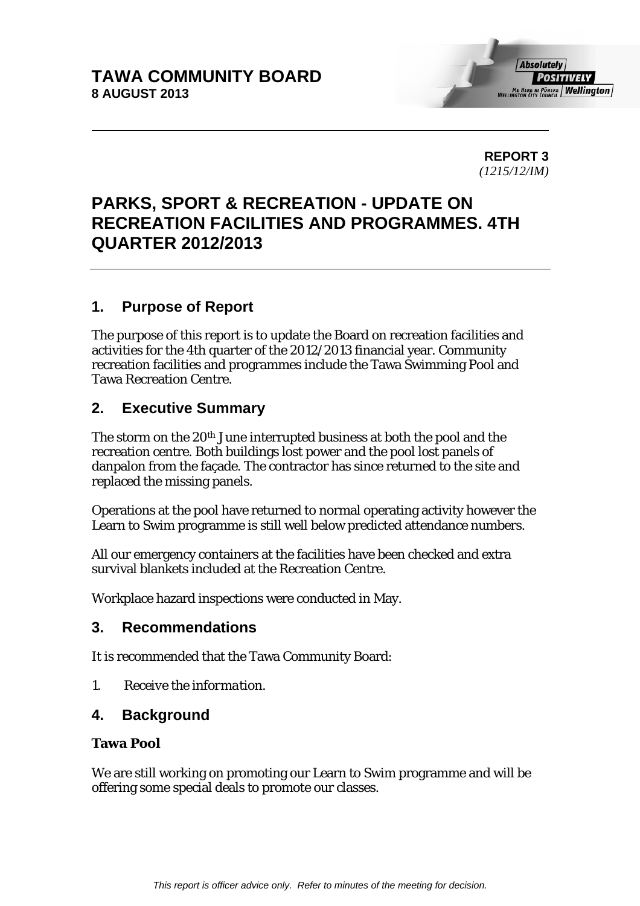**TAWA COMMUNITY BOARD**
**8 AUGUST 2013**

**REPORT 3**
*(1215/12/IM)*

# PARKS, SPORT & RECREATION - UPDATE ON RECREATION FACILITIES AND PROGRAMMES. 4TH QUARTER 2012/2013

## 1. Purpose of Report

The purpose of this report is to update the Board on recreation facilities and activities for the 4th quarter of the 2012/2013 financial year. Community recreation facilities and programmes include the Tawa Swimming Pool and Tawa Recreation Centre.

## 2. Executive Summary

The storm on the 20th June interrupted business at both the pool and the recreation centre. Both buildings lost power and the pool lost panels of danpalon from the façade. The contractor has since returned to the site and replaced the missing panels.

Operations at the pool have returned to normal operating activity however the Learn to Swim programme is still well below predicted attendance numbers.

All our emergency containers at the facilities have been checked and extra survival blankets included at the Recreation Centre.

Workplace hazard inspections were conducted in May.

## 3. Recommendations

It is recommended that the Tawa Community Board:

1. *Receive the information.*

## 4. Background

**Tawa Pool**

We are still working on promoting our Learn to Swim programme and will be offering some special deals to promote our classes.

*This report is officer advice only. Refer to minutes of the meeting for decision.*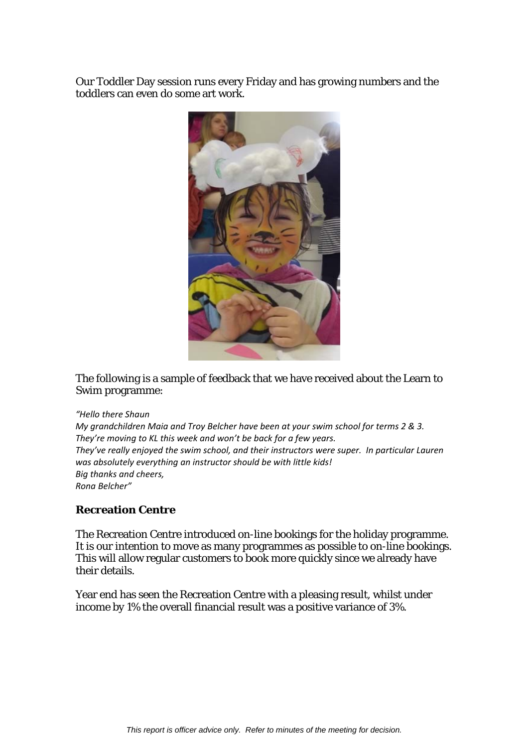Our Toddler Day session runs every Friday and has growing numbers and the toddlers can even do some art work.

The following is a sample of feedback that we have received about the Learn to Swim programme:

*"Hello there Shaun*
*My grandchildren Maia and Troy Belcher have been at your swim school for terms 2 & 3.*
*They're moving to KL this week and won't be back for a few years.*
*They've really enjoyed the swim school, and their instructors were super. In particular Lauren was absolutely everything an instructor should be with little kids!*
*Big thanks and cheers,*
*Rona Belcher"*

### Recreation Centre

The Recreation Centre introduced on-line bookings for the holiday programme. It is our intention to move as many programmes as possible to on-line bookings. This will allow regular customers to book more quickly since we already have their details.

Year end has seen the Recreation Centre with a pleasing result, whilst under income by 1% the overall financial result was a positive variance of 3%.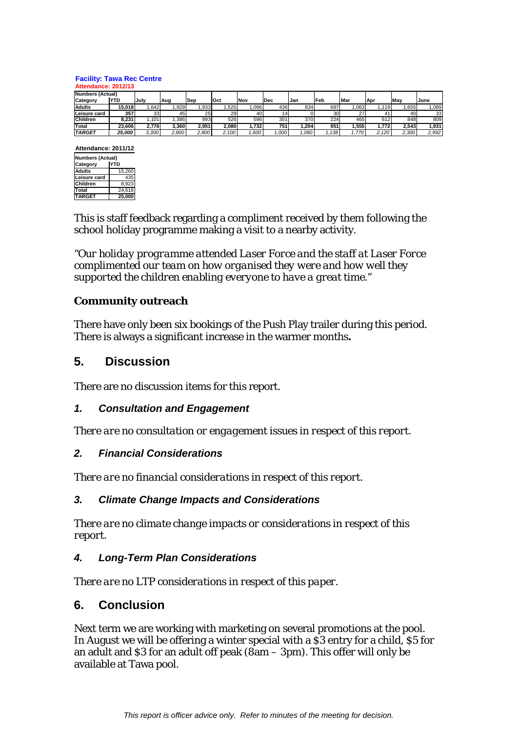**Facility: Tawa Rec Centre**

**Attendance: 2012/13**

| Numbers (Actual) | | | | | | | | | | | | | |
|---|---|---|---|---|---|---|---|---|---|---|---|---|---|
| **Category** | **YTD** | **July** | **Aug** | **Sep** | **Oct** | **Nov** | **Dec** | **Jan** | **Feb** | **Mar** | **Apr** | **May** | **June** |
| **Adults** | **15,018** | 1,642 | 1,929 | 1,933 | 1,525 | 1,096 | 436 | 834 | 697 | 1,063 | 1,119 | 1,655 | 1,089 |
| **Leisure card** | **357** | 33 | 45 | 25 | 29 | 40 | 14 | 0 | 30 | 27 | 41 | 40 | 33 |
| **Children** | **8,231** | 1,101 | 1,386 | 993 | 526 | 596 | 301 | 370 | 224 | 465 | 612 | 848 | 809 |
| **Total** | **23,606** | **2,776** | **3,360** | **2,951** | **2,080** | **1,732** | **751** | **1,204** | **951** | **1,555** | **1,772** | **2,543** | **1,931** |
| ***TARGET*** | ***25,000*** | *3,300* | *2,800* | *2,800* | *2,100* | *1,600* | *1,000* | *1,080* | *1,138* | *1,770* | *2,120* | *2,300* | *2,992* |

**Attendance: 2011/12**

| Numbers (Actual) | |
|---|---|
| **Category** | **YTD** |
| **Adults** | 15,260 |
| **Leisure card** | 435 |
| **Children** | 8,923 |
| **Total** | 24,618 |
| **TARGET** | **25,000** |

This is staff feedback regarding a compliment received by them following the school holiday programme making a visit to a nearby activity.

*"Our holiday programme attended Laser Force and the staff at Laser Force complimented our team on how organised they were and how well they supported the children enabling everyone to have a great time."*

**Community outreach**

There have only been six bookings of the Push Play trailer during this period. There is always a significant increase in the warmer months**.**

## 5. Discussion

There are no discussion items for this report.

### *1. Consultation and Engagement*

*There are no consultation or engagement issues in respect of this report.*

### *2. Financial Considerations*

*There are no financial considerations in respect of this report.*

### *3. Climate Change Impacts and Considerations*

*There are no climate change impacts or considerations in respect of this report.*

### *4. Long-Term Plan Considerations*

*There are no LTP considerations in respect of this paper.*

## 6. Conclusion

Next term we are working with marketing on several promotions at the pool. In August we will be offering a winter special with a $3 entry for a child, $5 for an adult and $3 for an adult off peak (8am – 3pm). This offer will only be available at Tawa pool.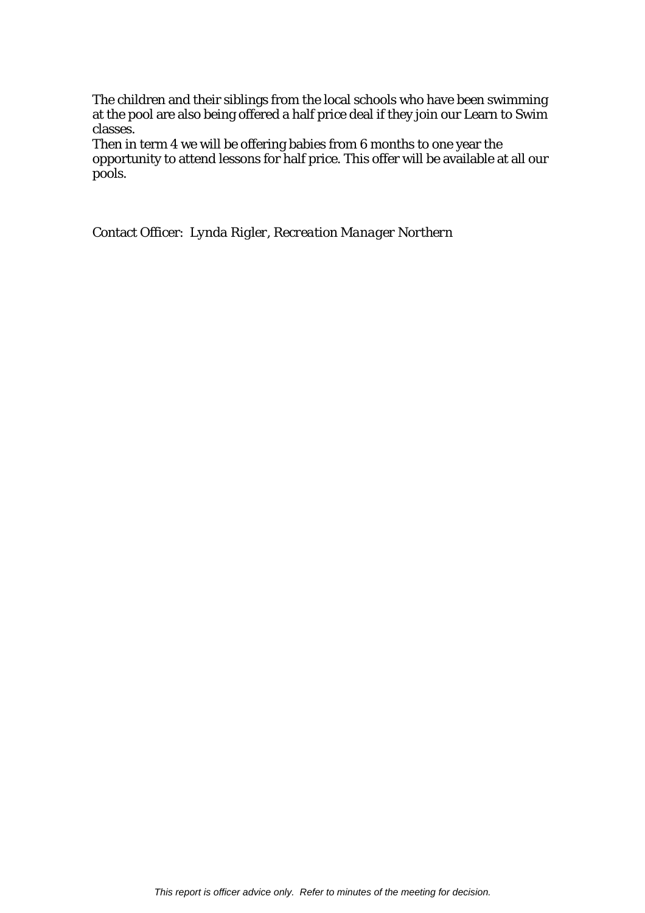The children and their siblings from the local schools who have been swimming at the pool are also being offered a half price deal if they join our Learn to Swim classes.

Then in term 4 we will be offering babies from 6 months to one year the opportunity to attend lessons for half price. This offer will be available at all our pools.

Contact Officer: *Lynda Rigler, Recreation Manager Northern*

*This report is officer advice only. Refer to minutes of the meeting for decision.*